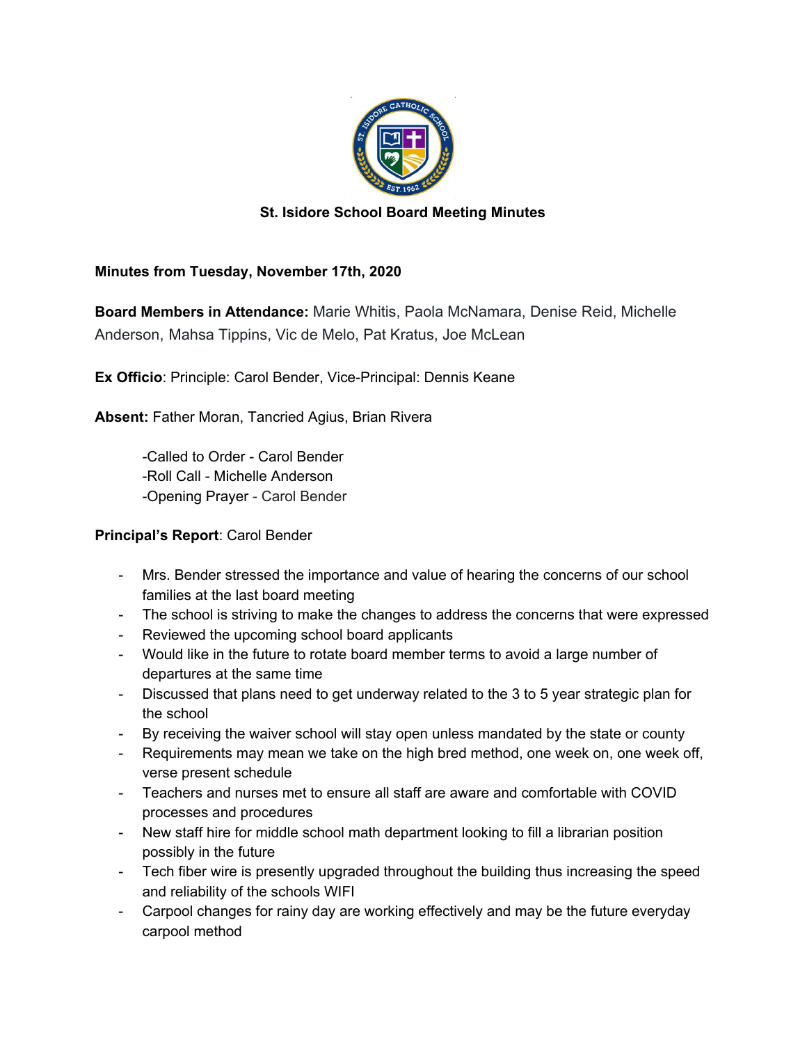**St. Isidore School Board Meeting Minutes**

**Minutes from Tuesday, November 17th, 2020**

**Board Members in Attendance:** Marie Whitis, Paola McNamara, Denise Reid, Michelle Anderson, Mahsa Tippins, Vic de Melo, Pat Kratus, Joe McLean

**Ex Officio**: Principle: Carol Bender, Vice-Principal: Dennis Keane

**Absent:** Father Moran, Tancried Agius, Brian Rivera

-Called to Order - Carol Bender
-Roll Call - Michelle Anderson
-Opening Prayer - Carol Bender

**Principal's Report**: Carol Bender

- Mrs. Bender stressed the importance and value of hearing the concerns of our school families at the last board meeting
- The school is striving to make the changes to address the concerns that were expressed
- Reviewed the upcoming school board applicants
- Would like in the future to rotate board member terms to avoid a large number of departures at the same time
- Discussed that plans need to get underway related to the 3 to 5 year strategic plan for the school
- By receiving the waiver school will stay open unless mandated by the state or county
- Requirements may mean we take on the high bred method, one week on, one week off, verse present schedule
- Teachers and nurses met to ensure all staff are aware and comfortable with COVID processes and procedures
- New staff hire for middle school math department looking to fill a librarian position possibly in the future
- Tech fiber wire is presently upgraded throughout the building thus increasing the speed and reliability of the schools WIFI
- Carpool changes for rainy day are working effectively and may be the future everyday carpool method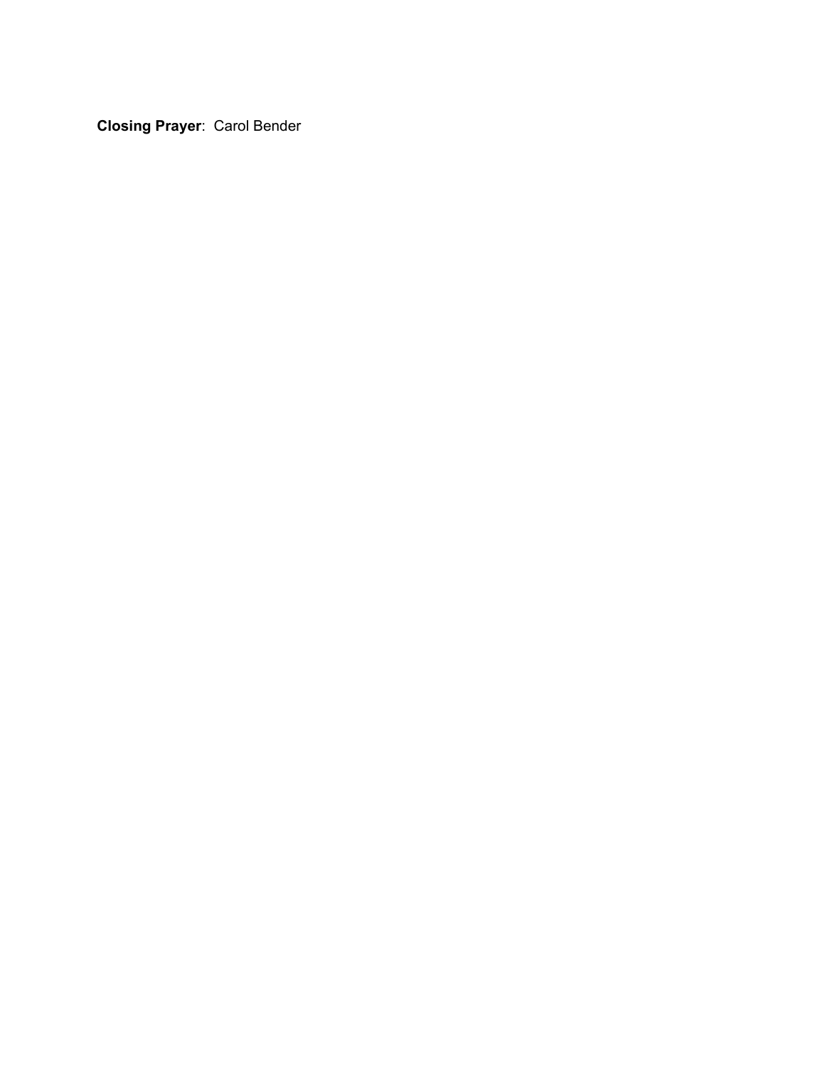**Closing Prayer**:  Carol Bender